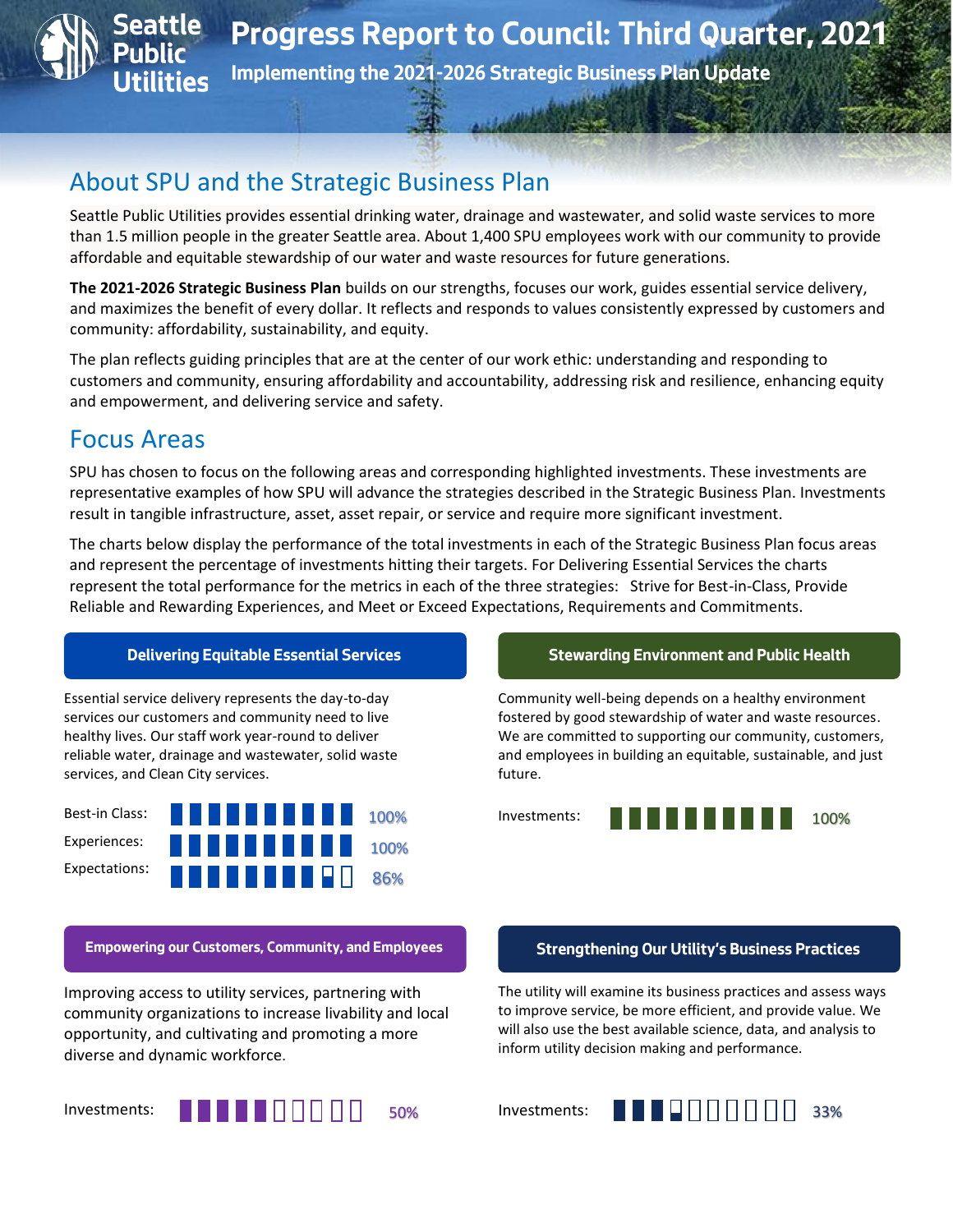# Progress Report to Council: Third Quarter, 2021

### Implementing the 2021-2026 Strategic Business Plan Update

## About SPU and the Strategic Business Plan

Seattle Public Utilities provides essential drinking water, drainage and wastewater, and solid waste services to more than 1.5 million people in the greater Seattle area. About 1,400 SPU employees work with our community to provide affordable and equitable stewardship of our water and waste resources for future generations.

**The 2021-2026 Strategic Business Plan** builds on our strengths, focuses our work, guides essential service delivery, and maximizes the benefit of every dollar. It reflects and responds to values consistently expressed by customers and community: affordability, sustainability, and equity.

The plan reflects guiding principles that are at the center of our work ethic: understanding and responding to customers and community, ensuring affordability and accountability, addressing risk and resilience, enhancing equity and empowerment, and delivering service and safety.

## Focus Areas

SPU has chosen to focus on the following areas and corresponding highlighted investments. These investments are representative examples of how SPU will advance the strategies described in the Strategic Business Plan. Investments result in tangible infrastructure, asset, asset repair, or service and require more significant investment.

The charts below display the performance of the total investments in each of the Strategic Business Plan focus areas and represent the percentage of investments hitting their targets. For Delivering Essential Services the charts represent the total performance for the metrics in each of the three strategies: Strive for Best-in-Class, Provide Reliable and Rewarding Experiences, and Meet or Exceed Expectations, Requirements and Commitments.

### Delivering Equitable Essential Services

Essential service delivery represents the day-to-day services our customers and community need to live healthy lives. Our staff work year-round to deliver reliable water, drainage and wastewater, solid waste services, and Clean City services.

- Best-in Class: 100%
- Experiences: 100%
- Expectations: 86%

### Stewarding Environment and Public Health

Community well-being depends on a healthy environment fostered by good stewardship of water and waste resources. We are committed to supporting our community, customers, and employees in building an equitable, sustainable, and just future.

- Investments: 100%

### Empowering our Customers, Community, and Employees

Improving access to utility services, partnering with community organizations to increase livability and local opportunity, and cultivating and promoting a more diverse and dynamic workforce.

- Investments: 50%

### Strengthening Our Utility's Business Practices

The utility will examine its business practices and assess ways to improve service, be more efficient, and provide value. We will also use the best available science, data, and analysis to inform utility decision making and performance.

- Investments: 33%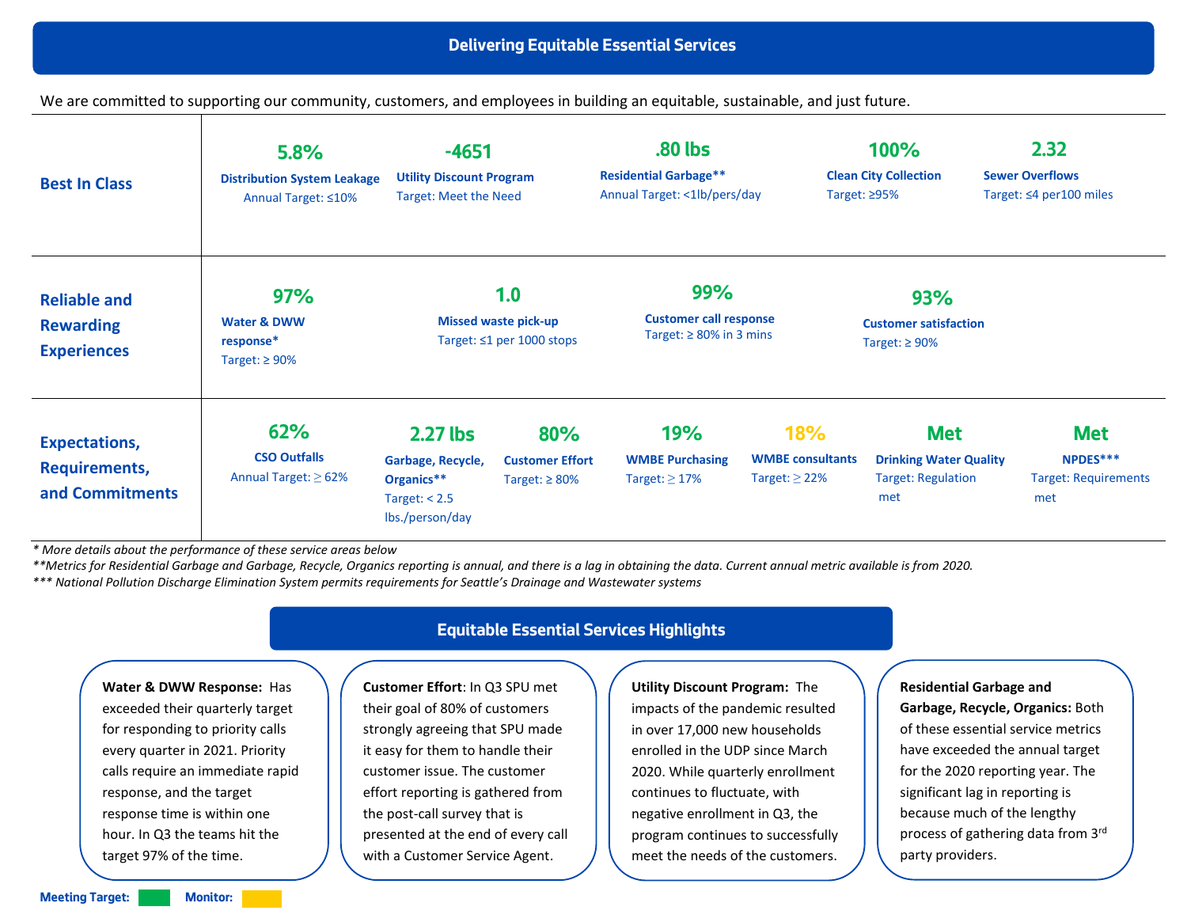## Delivering Equitable Essential Services

We are committed to supporting our community, customers, and employees in building an equitable, sustainable, and just future.

| Category | Metrics |
|---|---|
| **Best In Class** | **5.8%** Distribution System Leakage — Annual Target: ≤10%<br>**-4651** Utility Discount Program — Target: Meet the Need<br>**.80 lbs** Residential Garbage** — Annual Target: <1lb/pers/day<br>**100%** Clean City Collection — Target: ≥95%<br>**2.32** Sewer Overflows — Target: ≤4 per100 miles |
| **Reliable and Rewarding Experiences** | **97%** Water & DWW response* — Target: ≥ 90%<br>**1.0** Missed waste pick-up — Target: ≤1 per 1000 stops<br>**99%** Customer call response — Target: ≥ 80% in 3 mins<br>**93%** Customer satisfaction — Target: ≥ 90% |
| **Expectations, Requirements, and Commitments** | **62%** CSO Outfalls — Annual Target: ≥ 62%<br>**2.27 lbs** Garbage, Recycle, Organics** — Target: < 2.5 lbs./person/day<br>**80%** Customer Effort — Target: ≥ 80%<br>**19%** WMBE Purchasing — Target: ≥ 17%<br>**18%** WMBE consultants — Target: ≥ 22%<br>**Met** Drinking Water Quality — Target: Regulation met<br>**Met** NPDES*** — Target: Requirements met |

*\* More details about the performance of these service areas below*

*\*\*Metrics for Residential Garbage and Garbage, Recycle, Organics reporting is annual, and there is a lag in obtaining the data. Current annual metric available is from 2020.*

*\*\*\* National Pollution Discharge Elimination System permits requirements for Seattle's Drainage and Wastewater systems*

## Equitable Essential Services Highlights

**Water & DWW Response:** Has exceeded their quarterly target for responding to priority calls every quarter in 2021. Priority calls require an immediate rapid response, and the target response time is within one hour. In Q3 the teams hit the target 97% of the time.

**Customer Effort:** In Q3 SPU met their goal of 80% of customers strongly agreeing that SPU made it easy for them to handle their customer issue. The customer effort reporting is gathered from the post-call survey that is presented at the end of every call with a Customer Service Agent.

**Utility Discount Program:** The impacts of the pandemic resulted in over 17,000 new households enrolled in the UDP since March 2020. While quarterly enrollment continues to fluctuate, with negative enrollment in Q3, the program continues to successfully meet the needs of the customers.

**Residential Garbage and Garbage, Recycle, Organics:** Both of these essential service metrics have exceeded the annual target for the 2020 reporting year. The significant lag in reporting is because much of the lengthy process of gathering data from 3rd party providers.

**Meeting Target:** (green) **Monitor:** (yellow)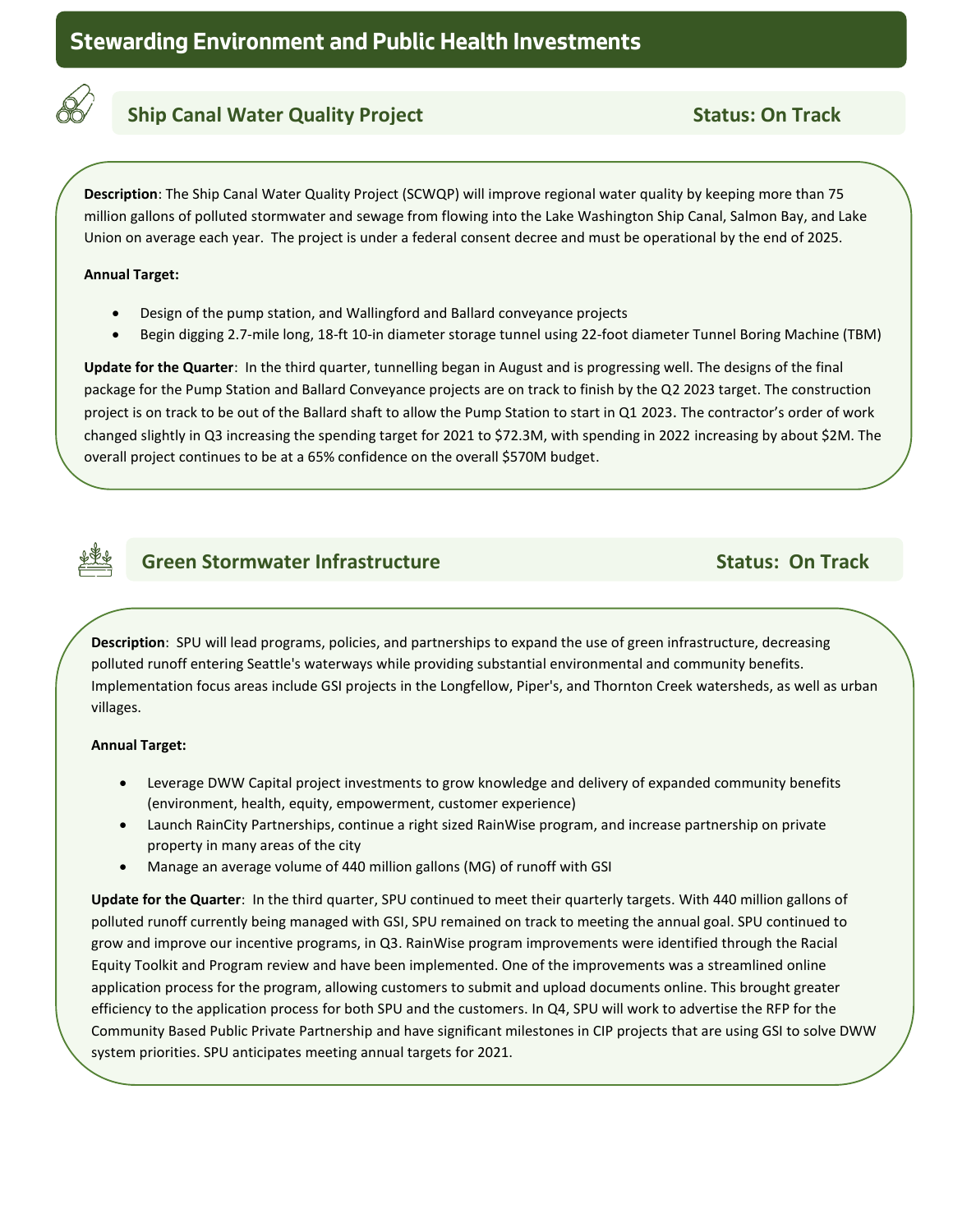# Stewarding Environment and Public Health Investments

## Ship Canal Water Quality Project — Status: On Track

**Description**: The Ship Canal Water Quality Project (SCWQP) will improve regional water quality by keeping more than 75 million gallons of polluted stormwater and sewage from flowing into the Lake Washington Ship Canal, Salmon Bay, and Lake Union on average each year. The project is under a federal consent decree and must be operational by the end of 2025.

**Annual Target:**

- Design of the pump station, and Wallingford and Ballard conveyance projects
- Begin digging 2.7-mile long, 18-ft 10-in diameter storage tunnel using 22-foot diameter Tunnel Boring Machine (TBM)

**Update for the Quarter**: In the third quarter, tunnelling began in August and is progressing well. The designs of the final package for the Pump Station and Ballard Conveyance projects are on track to finish by the Q2 2023 target. The construction project is on track to be out of the Ballard shaft to allow the Pump Station to start in Q1 2023. The contractor's order of work changed slightly in Q3 increasing the spending target for 2021 to $72.3M, with spending in 2022 increasing by about $2M. The overall project continues to be at a 65% confidence on the overall $570M budget.

## Green Stormwater Infrastructure — Status: On Track

**Description**: SPU will lead programs, policies, and partnerships to expand the use of green infrastructure, decreasing polluted runoff entering Seattle's waterways while providing substantial environmental and community benefits. Implementation focus areas include GSI projects in the Longfellow, Piper's, and Thornton Creek watersheds, as well as urban villages.

**Annual Target:**

- Leverage DWW Capital project investments to grow knowledge and delivery of expanded community benefits (environment, health, equity, empowerment, customer experience)
- Launch RainCity Partnerships, continue a right sized RainWise program, and increase partnership on private property in many areas of the city
- Manage an average volume of 440 million gallons (MG) of runoff with GSI

**Update for the Quarter**: In the third quarter, SPU continued to meet their quarterly targets. With 440 million gallons of polluted runoff currently being managed with GSI, SPU remained on track to meeting the annual goal. SPU continued to grow and improve our incentive programs, in Q3. RainWise program improvements were identified through the Racial Equity Toolkit and Program review and have been implemented. One of the improvements was a streamlined online application process for the program, allowing customers to submit and upload documents online. This brought greater efficiency to the application process for both SPU and the customers. In Q4, SPU will work to advertise the RFP for the Community Based Public Private Partnership and have significant milestones in CIP projects that are using GSI to solve DWW system priorities. SPU anticipates meeting annual targets for 2021.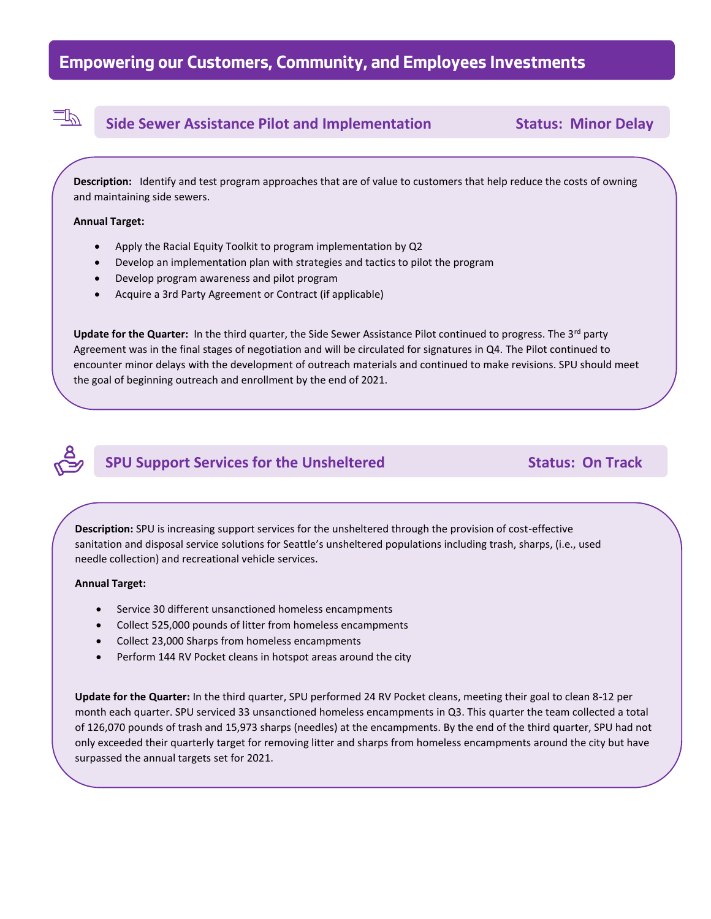# Empowering our Customers, Community, and Employees Investments

## Side Sewer Assistance Pilot and Implementation — Status: Minor Delay

**Description:** Identify and test program approaches that are of value to customers that help reduce the costs of owning and maintaining side sewers.

**Annual Target:**

- Apply the Racial Equity Toolkit to program implementation by Q2
- Develop an implementation plan with strategies and tactics to pilot the program
- Develop program awareness and pilot program
- Acquire a 3rd Party Agreement or Contract (if applicable)

**Update for the Quarter:** In the third quarter, the Side Sewer Assistance Pilot continued to progress. The 3rd party Agreement was in the final stages of negotiation and will be circulated for signatures in Q4. The Pilot continued to encounter minor delays with the development of outreach materials and continued to make revisions. SPU should meet the goal of beginning outreach and enrollment by the end of 2021.

## SPU Support Services for the Unsheltered — Status: On Track

**Description:** SPU is increasing support services for the unsheltered through the provision of cost-effective sanitation and disposal service solutions for Seattle's unsheltered populations including trash, sharps, (i.e., used needle collection) and recreational vehicle services.

**Annual Target:**

- Service 30 different unsanctioned homeless encampments
- Collect 525,000 pounds of litter from homeless encampments
- Collect 23,000 Sharps from homeless encampments
- Perform 144 RV Pocket cleans in hotspot areas around the city

**Update for the Quarter:** In the third quarter, SPU performed 24 RV Pocket cleans, meeting their goal to clean 8-12 per month each quarter. SPU serviced 33 unsanctioned homeless encampments in Q3. This quarter the team collected a total of 126,070 pounds of trash and 15,973 sharps (needles) at the encampments. By the end of the third quarter, SPU had not only exceeded their quarterly target for removing litter and sharps from homeless encampments around the city but have surpassed the annual targets set for 2021.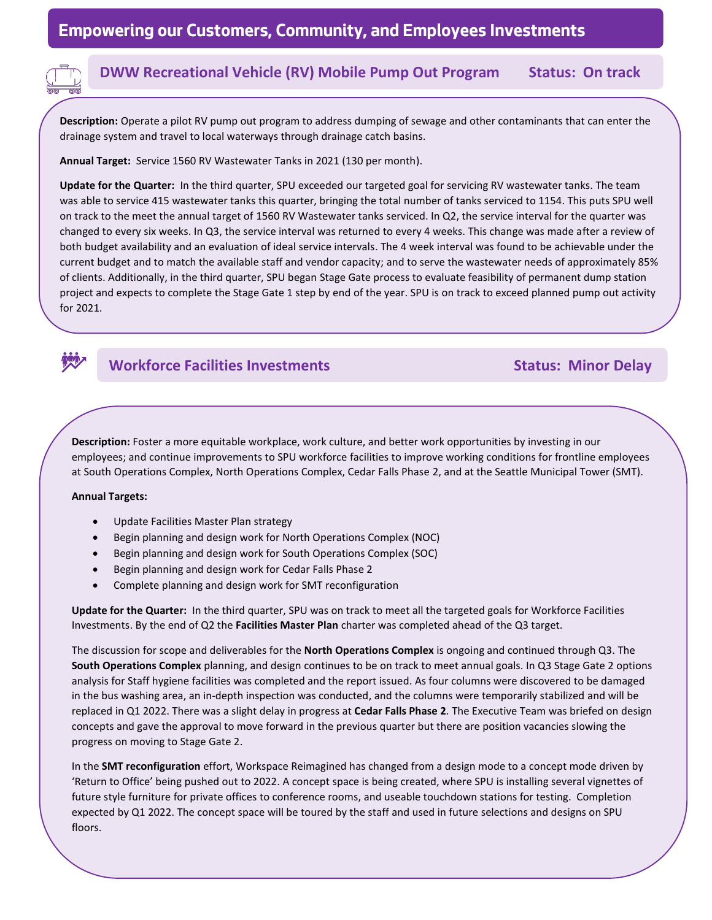# Empowering our Customers, Community, and Employees Investments

## DWW Recreational Vehicle (RV) Mobile Pump Out Program — Status: On track

**Description:** Operate a pilot RV pump out program to address dumping of sewage and other contaminants that can enter the drainage system and travel to local waterways through drainage catch basins.

**Annual Target:** Service 1560 RV Wastewater Tanks in 2021 (130 per month).

**Update for the Quarter:** In the third quarter, SPU exceeded our targeted goal for servicing RV wastewater tanks. The team was able to service 415 wastewater tanks this quarter, bringing the total number of tanks serviced to 1154. This puts SPU well on track to the meet the annual target of 1560 RV Wastewater tanks serviced. In Q2, the service interval for the quarter was changed to every six weeks. In Q3, the service interval was returned to every 4 weeks. This change was made after a review of both budget availability and an evaluation of ideal service intervals. The 4 week interval was found to be achievable under the current budget and to match the available staff and vendor capacity; and to serve the wastewater needs of approximately 85% of clients. Additionally, in the third quarter, SPU began Stage Gate process to evaluate feasibility of permanent dump station project and expects to complete the Stage Gate 1 step by end of the year. SPU is on track to exceed planned pump out activity for 2021.

## Workforce Facilities Investments — Status: Minor Delay

**Description:** Foster a more equitable workplace, work culture, and better work opportunities by investing in our employees; and continue improvements to SPU workforce facilities to improve working conditions for frontline employees at South Operations Complex, North Operations Complex, Cedar Falls Phase 2, and at the Seattle Municipal Tower (SMT).

**Annual Targets:**

- Update Facilities Master Plan strategy
- Begin planning and design work for North Operations Complex (NOC)
- Begin planning and design work for South Operations Complex (SOC)
- Begin planning and design work for Cedar Falls Phase 2
- Complete planning and design work for SMT reconfiguration

**Update for the Quarter:** In the third quarter, SPU was on track to meet all the targeted goals for Workforce Facilities Investments. By the end of Q2 the **Facilities Master Plan** charter was completed ahead of the Q3 target.

The discussion for scope and deliverables for the **North Operations Complex** is ongoing and continued through Q3. The **South Operations Complex** planning, and design continues to be on track to meet annual goals. In Q3 Stage Gate 2 options analysis for Staff hygiene facilities was completed and the report issued. As four columns were discovered to be damaged in the bus washing area, an in-depth inspection was conducted, and the columns were temporarily stabilized and will be replaced in Q1 2022. There was a slight delay in progress at **Cedar Falls Phase 2**. The Executive Team was briefed on design concepts and gave the approval to move forward in the previous quarter but there are position vacancies slowing the progress on moving to Stage Gate 2.

In the **SMT reconfiguration** effort, Workspace Reimagined has changed from a design mode to a concept mode driven by 'Return to Office' being pushed out to 2022. A concept space is being created, where SPU is installing several vignettes of future style furniture for private offices to conference rooms, and useable touchdown stations for testing. Completion expected by Q1 2022. The concept space will be toured by the staff and used in future selections and designs on SPU floors.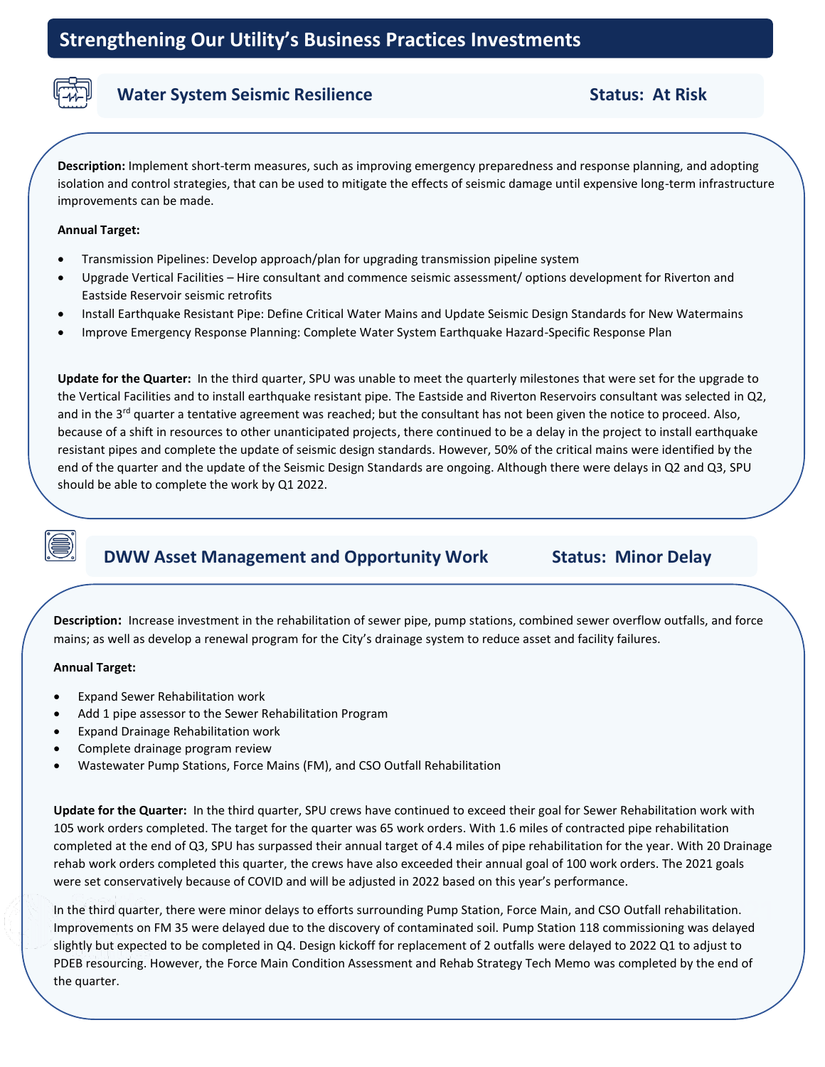# Strengthening Our Utility's Business Practices Investments

## Water System Seismic Resilience — Status: At Risk

**Description:** Implement short-term measures, such as improving emergency preparedness and response planning, and adopting isolation and control strategies, that can be used to mitigate the effects of seismic damage until expensive long-term infrastructure improvements can be made.

**Annual Target:**

- Transmission Pipelines: Develop approach/plan for upgrading transmission pipeline system
- Upgrade Vertical Facilities – Hire consultant and commence seismic assessment/ options development for Riverton and Eastside Reservoir seismic retrofits
- Install Earthquake Resistant Pipe: Define Critical Water Mains and Update Seismic Design Standards for New Watermains
- Improve Emergency Response Planning: Complete Water System Earthquake Hazard-Specific Response Plan

**Update for the Quarter:** In the third quarter, SPU was unable to meet the quarterly milestones that were set for the upgrade to the Vertical Facilities and to install earthquake resistant pipe. The Eastside and Riverton Reservoirs consultant was selected in Q2, and in the 3rd quarter a tentative agreement was reached; but the consultant has not been given the notice to proceed. Also, because of a shift in resources to other unanticipated projects, there continued to be a delay in the project to install earthquake resistant pipes and complete the update of seismic design standards. However, 50% of the critical mains were identified by the end of the quarter and the update of the Seismic Design Standards are ongoing. Although there were delays in Q2 and Q3, SPU should be able to complete the work by Q1 2022.

## DWW Asset Management and Opportunity Work — Status: Minor Delay

**Description:** Increase investment in the rehabilitation of sewer pipe, pump stations, combined sewer overflow outfalls, and force mains; as well as develop a renewal program for the City's drainage system to reduce asset and facility failures.

**Annual Target:**

- Expand Sewer Rehabilitation work
- Add 1 pipe assessor to the Sewer Rehabilitation Program
- Expand Drainage Rehabilitation work
- Complete drainage program review
- Wastewater Pump Stations, Force Mains (FM), and CSO Outfall Rehabilitation

**Update for the Quarter:** In the third quarter, SPU crews have continued to exceed their goal for Sewer Rehabilitation work with 105 work orders completed. The target for the quarter was 65 work orders. With 1.6 miles of contracted pipe rehabilitation completed at the end of Q3, SPU has surpassed their annual target of 4.4 miles of pipe rehabilitation for the year. With 20 Drainage rehab work orders completed this quarter, the crews have also exceeded their annual goal of 100 work orders. The 2021 goals were set conservatively because of COVID and will be adjusted in 2022 based on this year's performance.

In the third quarter, there were minor delays to efforts surrounding Pump Station, Force Main, and CSO Outfall rehabilitation. Improvements on FM 35 were delayed due to the discovery of contaminated soil. Pump Station 118 commissioning was delayed slightly but expected to be completed in Q4. Design kickoff for replacement of 2 outfalls were delayed to 2022 Q1 to adjust to PDEB resourcing. However, the Force Main Condition Assessment and Rehab Strategy Tech Memo was completed by the end of the quarter.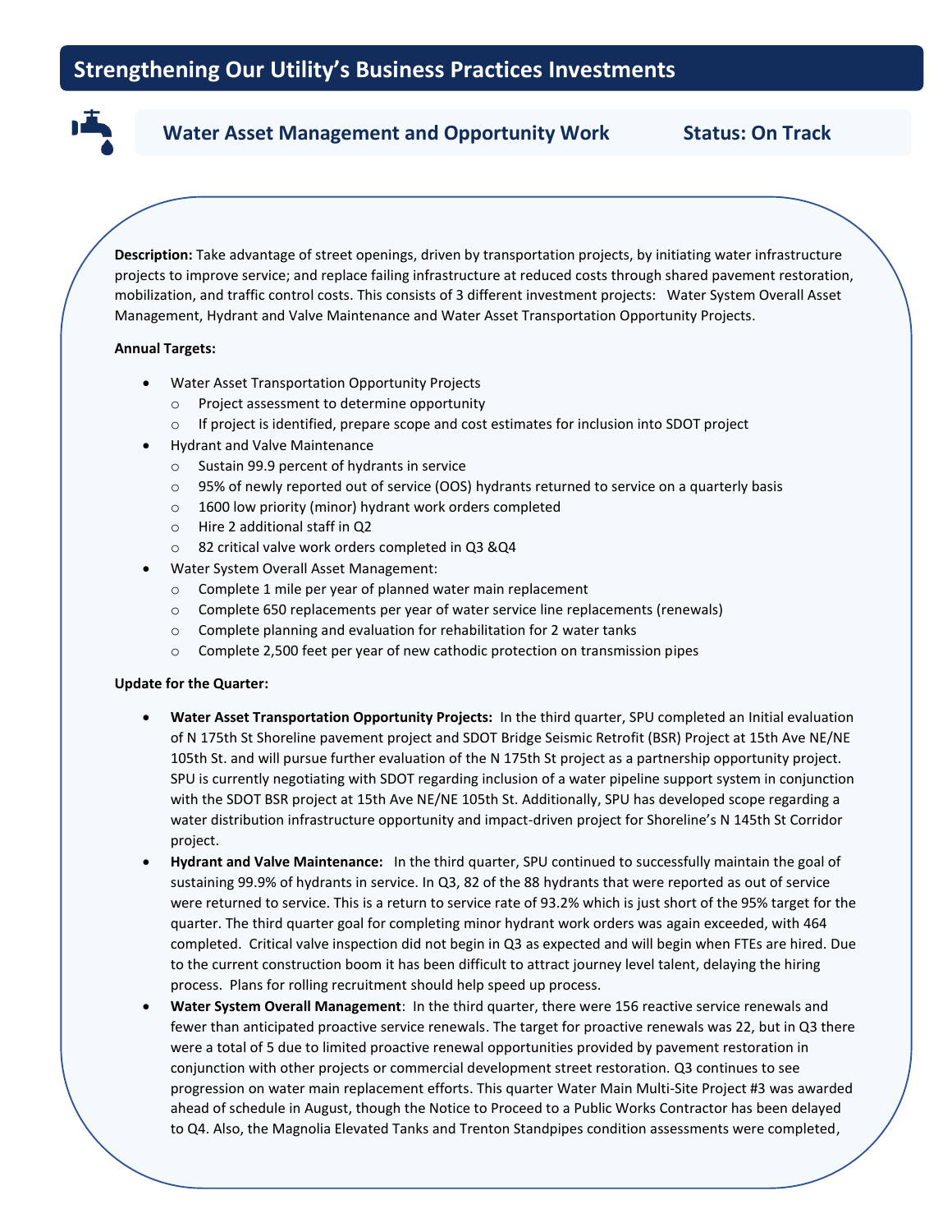# Strengthening Our Utility's Business Practices Investments

## Water Asset Management and Opportunity Work    Status: On Track

**Description:** Take advantage of street openings, driven by transportation projects, by initiating water infrastructure projects to improve service; and replace failing infrastructure at reduced costs through shared pavement restoration, mobilization, and traffic control costs. This consists of 3 different investment projects: Water System Overall Asset Management, Hydrant and Valve Maintenance and Water Asset Transportation Opportunity Projects.

**Annual Targets:**

- Water Asset Transportation Opportunity Projects
  - Project assessment to determine opportunity
  - If project is identified, prepare scope and cost estimates for inclusion into SDOT project
- Hydrant and Valve Maintenance
  - Sustain 99.9 percent of hydrants in service
  - 95% of newly reported out of service (OOS) hydrants returned to service on a quarterly basis
  - 1600 low priority (minor) hydrant work orders completed
  - Hire 2 additional staff in Q2
  - 82 critical valve work orders completed in Q3 &Q4
- Water System Overall Asset Management:
  - Complete 1 mile per year of planned water main replacement
  - Complete 650 replacements per year of water service line replacements (renewals)
  - Complete planning and evaluation for rehabilitation for 2 water tanks
  - Complete 2,500 feet per year of new cathodic protection on transmission pipes

**Update for the Quarter:**

- **Water Asset Transportation Opportunity Projects:** In the third quarter, SPU completed an Initial evaluation of N 175th St Shoreline pavement project and SDOT Bridge Seismic Retrofit (BSR) Project at 15th Ave NE/NE 105th St. and will pursue further evaluation of the N 175th St project as a partnership opportunity project. SPU is currently negotiating with SDOT regarding inclusion of a water pipeline support system in conjunction with the SDOT BSR project at 15th Ave NE/NE 105th St. Additionally, SPU has developed scope regarding a water distribution infrastructure opportunity and impact-driven project for Shoreline's N 145th St Corridor project.
- **Hydrant and Valve Maintenance:** In the third quarter, SPU continued to successfully maintain the goal of sustaining 99.9% of hydrants in service. In Q3, 82 of the 88 hydrants that were reported as out of service were returned to service. This is a return to service rate of 93.2% which is just short of the 95% target for the quarter. The third quarter goal for completing minor hydrant work orders was again exceeded, with 464 completed. Critical valve inspection did not begin in Q3 as expected and will begin when FTEs are hired. Due to the current construction boom it has been difficult to attract journey level talent, delaying the hiring process. Plans for rolling recruitment should help speed up process.
- **Water System Overall Management**: In the third quarter, there were 156 reactive service renewals and fewer than anticipated proactive service renewals. The target for proactive renewals was 22, but in Q3 there were a total of 5 due to limited proactive renewal opportunities provided by pavement restoration in conjunction with other projects or commercial development street restoration. Q3 continues to see progression on water main replacement efforts. This quarter Water Main Multi-Site Project #3 was awarded ahead of schedule in August, though the Notice to Proceed to a Public Works Contractor has been delayed to Q4. Also, the Magnolia Elevated Tanks and Trenton Standpipes condition assessments were completed,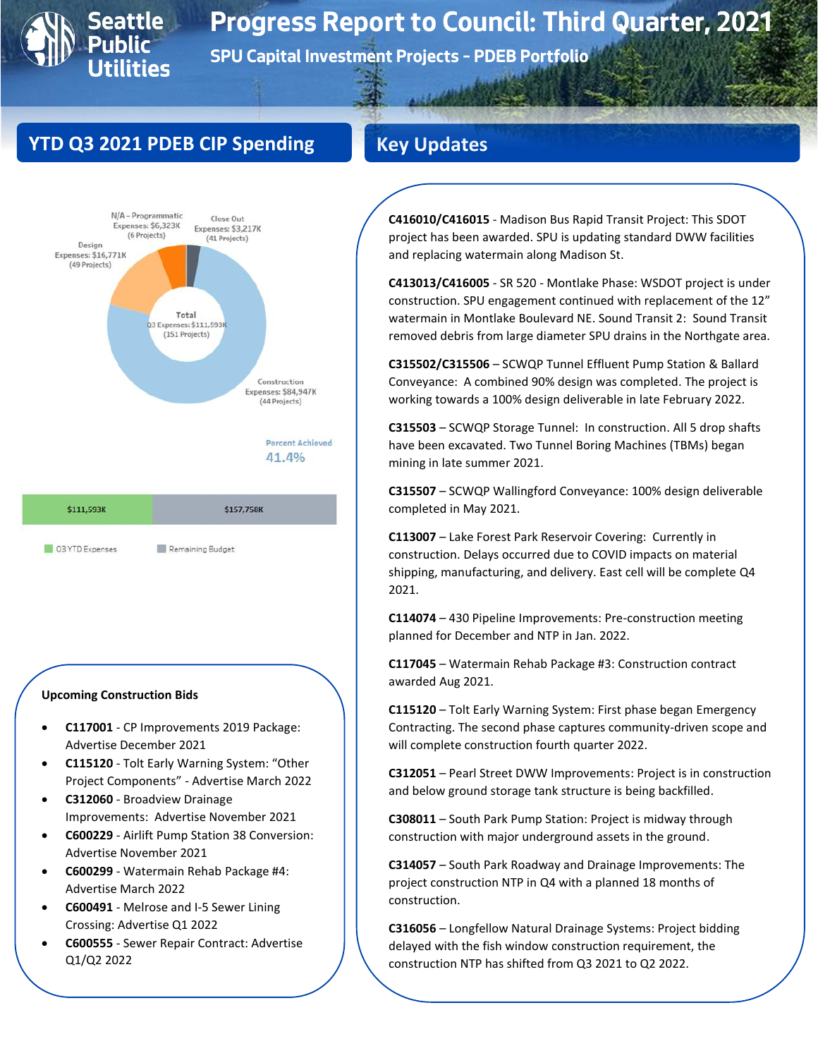# Progress Report to Council: Third Quarter, 2021

## SPU Capital Investment Projects - PDEB Portfolio

## YTD Q3 2021 PDEB CIP Spending

N/A – Programmatic Expenses: $6,323K (6 Projects)

Close Out Expenses: $3,217K (41 Projects)

Design Expenses: $16,771K (49 Projects)

Total Q3 Expenses: $111,593K (151 Projects)

Construction Expenses: $84,947K (44 Projects)

Percent Achieved 41.4%

| Q3 YTD Expenses | Remaining Budget |
|---|---|
| $111,593K | $157,758K |

### Upcoming Construction Bids

- **C117001** - CP Improvements 2019 Package: Advertise December 2021
- **C115120** - Tolt Early Warning System: "Other Project Components" - Advertise March 2022
- **C312060** - Broadview Drainage Improvements: Advertise November 2021
- **C600229** - Airlift Pump Station 38 Conversion: Advertise November 2021
- **C600299** - Watermain Rehab Package #4: Advertise March 2022
- **C600491** - Melrose and I-5 Sewer Lining Crossing: Advertise Q1 2022
- **C600555** - Sewer Repair Contract: Advertise Q1/Q2 2022

## Key Updates

**C416010/C416015** - Madison Bus Rapid Transit Project: This SDOT project has been awarded. SPU is updating standard DWW facilities and replacing watermain along Madison St.

**C413013/C416005** - SR 520 - Montlake Phase: WSDOT project is under construction. SPU engagement continued with replacement of the 12" watermain in Montlake Boulevard NE. Sound Transit 2: Sound Transit removed debris from large diameter SPU drains in the Northgate area.

**C315502/C315506** – SCWQP Tunnel Effluent Pump Station & Ballard Conveyance: A combined 90% design was completed. The project is working towards a 100% design deliverable in late February 2022.

**C315503** – SCWQP Storage Tunnel: In construction. All 5 drop shafts have been excavated. Two Tunnel Boring Machines (TBMs) began mining in late summer 2021.

**C315507** – SCWQP Wallingford Conveyance: 100% design deliverable completed in May 2021.

**C113007** – Lake Forest Park Reservoir Covering: Currently in construction. Delays occurred due to COVID impacts on material shipping, manufacturing, and delivery. East cell will be complete Q4 2021.

**C114074** – 430 Pipeline Improvements: Pre-construction meeting planned for December and NTP in Jan. 2022.

**C117045** – Watermain Rehab Package #3: Construction contract awarded Aug 2021.

**C115120** – Tolt Early Warning System: First phase began Emergency Contracting. The second phase captures community-driven scope and will complete construction fourth quarter 2022.

**C312051** – Pearl Street DWW Improvements: Project is in construction and below ground storage tank structure is being backfilled.

**C308011** – South Park Pump Station: Project is midway through construction with major underground assets in the ground.

**C314057** – South Park Roadway and Drainage Improvements: The project construction NTP in Q4 with a planned 18 months of construction.

**C316056** – Longfellow Natural Drainage Systems: Project bidding delayed with the fish window construction requirement, the construction NTP has shifted from Q3 2021 to Q2 2022.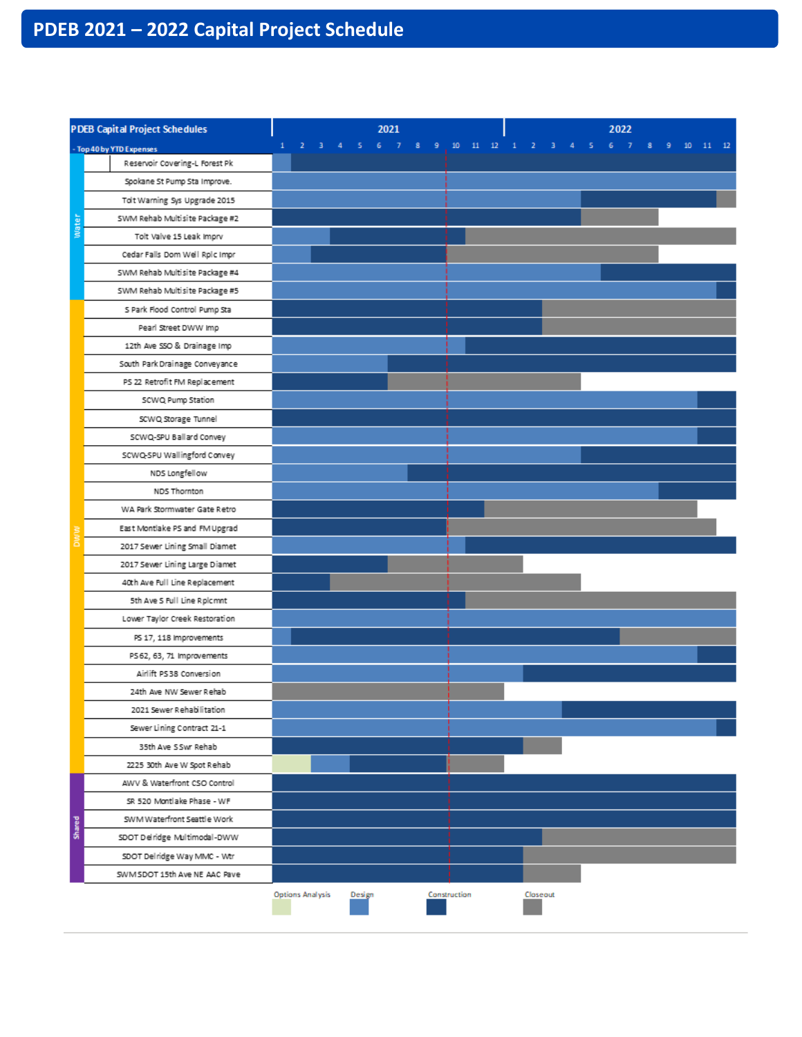# PDEB 2021 – 2022 Capital Project Schedule

**PDEB Capital Project Schedules**
- Top 40 by YTD Expenses

| Group | Project |
|---|---|
| Water | Reservoir Covering-L Forest Pk |
| Water | Spokane St Pump Sta Improve. |
| Water | Tolt Warning Sys Upgrade 2015 |
| Water | SWM Rehab Multisite Package #2 |
| Water | Tolt Valve 15 Leak Imprv |
| Water | Cedar Falls Dom Well Rplc Impr |
| Water | SWM Rehab Multisite Package #4 |
| Water | SWM Rehab Multisite Package #5 |
| DWW | S Park Flood Control Pump Sta |
| DWW | Pearl Street DWW Imp |
| DWW | 12th Ave SSO & Drainage Imp |
| DWW | South Park Drainage Conveyance |
| DWW | PS 22 Retrofit FM Replacement |
| DWW | SCWQ Pump Station |
| DWW | SCWQ Storage Tunnel |
| DWW | SCWQ-SPU Ballard Convey |
| DWW | SCWQ-SPU Wallingford Convey |
| DWW | NDS Longfellow |
| DWW | NDS Thornton |
| DWW | WA Park Stormwater Gate Retro |
| DWW | East Montlake PS and FM Upgrad |
| DWW | 2017 Sewer Lining Small Diamet |
| DWW | 2017 Sewer Lining Large Diamet |
| DWW | 40th Ave Full Line Replacement |
| DWW | 5th Ave S Full Line Rplcmnt |
| DWW | Lower Taylor Creek Restoration |
| DWW | PS 17, 118 Improvements |
| DWW | PS 62, 63, 71 Improvements |
| DWW | Airlift PS 38 Conversion |
| DWW | 24th Ave NW Sewer Rehab |
| DWW | 2021 Sewer Rehabilitation |
| DWW | Sewer Lining Contract 21-1 |
| DWW | 35th Ave S Swr Rehab |
| DWW | 2225 30th Ave W Spot Rehab |
| Shared | AWV & Waterfront CSO Control |
| Shared | SR 520 Montlake Phase - WF |
| Shared | SWM Waterfront Seattle Work |
| Shared | SDOT Delridge Multimodal-DWW |
| Shared | SDOT Delridge Way MMC - Wtr |
| Shared | SWM SDOT 15th Ave NE AAC Pave |

Timeline: 2021 (months 1–12), 2022 (months 1–12)

Legend: Options Analysis, Design, Construction, Closeout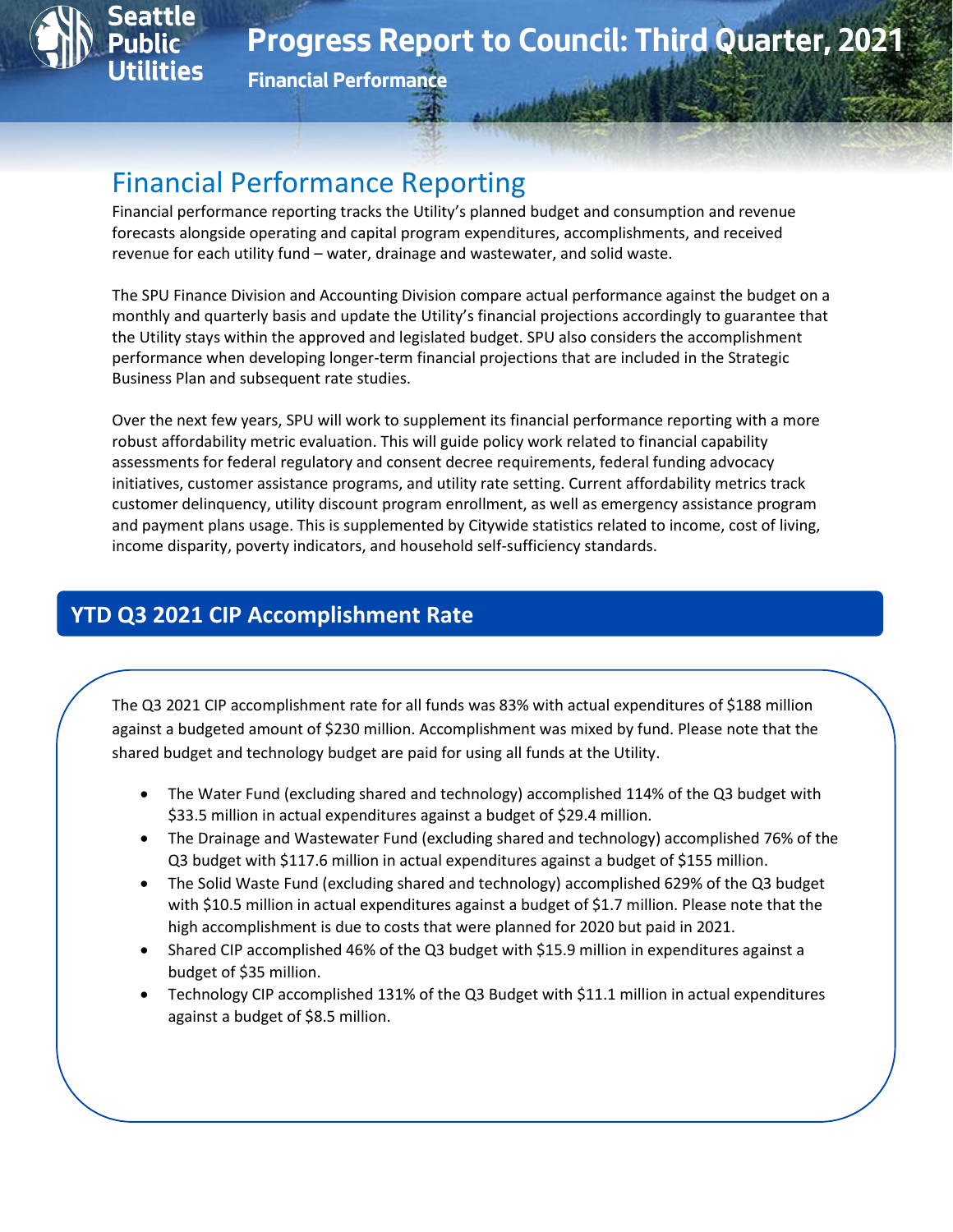# Progress Report to Council: Third Quarter, 2021

**Financial Performance**

## Financial Performance Reporting

Financial performance reporting tracks the Utility's planned budget and consumption and revenue forecasts alongside operating and capital program expenditures, accomplishments, and received revenue for each utility fund – water, drainage and wastewater, and solid waste.

The SPU Finance Division and Accounting Division compare actual performance against the budget on a monthly and quarterly basis and update the Utility's financial projections accordingly to guarantee that the Utility stays within the approved and legislated budget. SPU also considers the accomplishment performance when developing longer-term financial projections that are included in the Strategic Business Plan and subsequent rate studies.

Over the next few years, SPU will work to supplement its financial performance reporting with a more robust affordability metric evaluation. This will guide policy work related to financial capability assessments for federal regulatory and consent decree requirements, federal funding advocacy initiatives, customer assistance programs, and utility rate setting. Current affordability metrics track customer delinquency, utility discount program enrollment, as well as emergency assistance program and payment plans usage. This is supplemented by Citywide statistics related to income, cost of living, income disparity, poverty indicators, and household self-sufficiency standards.

## YTD Q3 2021 CIP Accomplishment Rate

The Q3 2021 CIP accomplishment rate for all funds was 83% with actual expenditures of $188 million against a budgeted amount of $230 million. Accomplishment was mixed by fund. Please note that the shared budget and technology budget are paid for using all funds at the Utility.

- The Water Fund (excluding shared and technology) accomplished 114% of the Q3 budget with $33.5 million in actual expenditures against a budget of $29.4 million.
- The Drainage and Wastewater Fund (excluding shared and technology) accomplished 76% of the Q3 budget with $117.6 million in actual expenditures against a budget of $155 million.
- The Solid Waste Fund (excluding shared and technology) accomplished 629% of the Q3 budget with $10.5 million in actual expenditures against a budget of $1.7 million. Please note that the high accomplishment is due to costs that were planned for 2020 but paid in 2021.
- Shared CIP accomplished 46% of the Q3 budget with $15.9 million in expenditures against a budget of $35 million.
- Technology CIP accomplished 131% of the Q3 Budget with $11.1 million in actual expenditures against a budget of $8.5 million.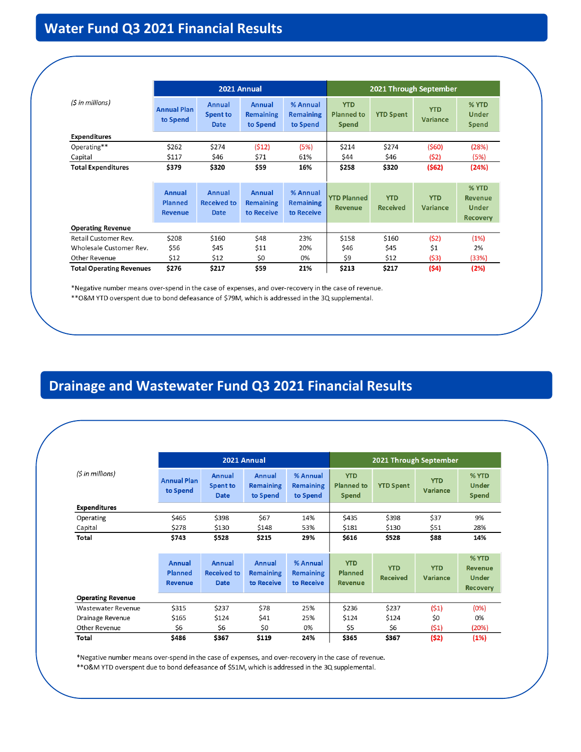## Water Fund Q3 2021 Financial Results

| *($ in millions)* | 2021 Annual | | | | 2021 Through September | | | |
|---|---|---|---|---|---|---|---|---|
| | Annual Plan to Spend | Annual Spent to Date | Annual Remaining to Spend | % Annual Remaining to Spend | YTD Planned to Spend | YTD Spent | YTD Variance | % YTD Under Spend |
| **Expenditures** | | | | | | | | |
| Operating** | $262 | $274 | ($12) | (5%) | $214 | $274 | ($60) | (28%) |
| Capital | $117 | $46 | $71 | 61% | $44 | $46 | ($2) | (5%) |
| **Total Expenditures** | **$379** | **$320** | **$59** | **16%** | **$258** | **$320** | **($62)** | **(24%)** |

| | Annual Planned Revenue | Annual Received to Date | Annual Remaining to Receive | % Annual Remaining to Receive | YTD Planned Revenue | YTD Received | YTD Variance | % YTD Revenue Under Recovery |
|---|---|---|---|---|---|---|---|---|
| **Operating Revenue** | | | | | | | | |
| Retail Customer Rev. | $208 | $160 | $48 | 23% | $158 | $160 | ($2) | (1%) |
| Wholesale Customer Rev. | $56 | $45 | $11 | 20% | $46 | $45 | $1 | 2% |
| Other Revenue | $12 | $12 | $0 | 0% | $9 | $12 | ($3) | (33%) |
| **Total Operating Revenues** | **$276** | **$217** | **$59** | **21%** | **$213** | **$217** | **($4)** | **(2%)** |

*Negative number means over-spend in the case of expenses, and over-recovery in the case of revenue.
**O&M YTD overspent due to bond defeasance of $79M, which is addressed in the 3Q supplemental.

## Drainage and Wastewater Fund Q3 2021 Financial Results

| *($ in millions)* | 2021 Annual | | | | 2021 Through September | | | |
|---|---|---|---|---|---|---|---|---|
| | Annual Plan to Spend | Annual Spent to Date | Annual Remaining to Spend | % Annual Remaining to Spend | YTD Planned to Spend | YTD Spent | YTD Variance | % YTD Under Spend |
| **Expenditures** | | | | | | | | |
| Operating | $465 | $398 | $67 | 14% | $435 | $398 | $37 | 9% |
| Capital | $278 | $130 | $148 | 53% | $181 | $130 | $51 | 28% |
| **Total** | **$743** | **$528** | **$215** | **29%** | **$616** | **$528** | **$88** | **14%** |

| | Annual Planned Revenue | Annual Received to Date | Annual Remaining to Receive | % Annual Remaining to Receive | YTD Planned Revenue | YTD Received | YTD Variance | % YTD Revenue Under Recovery |
|---|---|---|---|---|---|---|---|---|
| **Operating Revenue** | | | | | | | | |
| Wastewater Revenue | $315 | $237 | $78 | 25% | $236 | $237 | ($1) | (0%) |
| Drainage Revenue | $165 | $124 | $41 | 25% | $124 | $124 | $0 | 0% |
| Other Revenue | $6 | $6 | $0 | 0% | $5 | $6 | ($1) | (20%) |
| **Total** | **$486** | **$367** | **$119** | **24%** | **$365** | **$367** | **($2)** | **(1%)** |

*Negative number means over-spend in the case of expenses, and over-recovery in the case of revenue.
**O&M YTD overspent due to bond defeasance of $51M, which is addressed in the 3Q supplemental.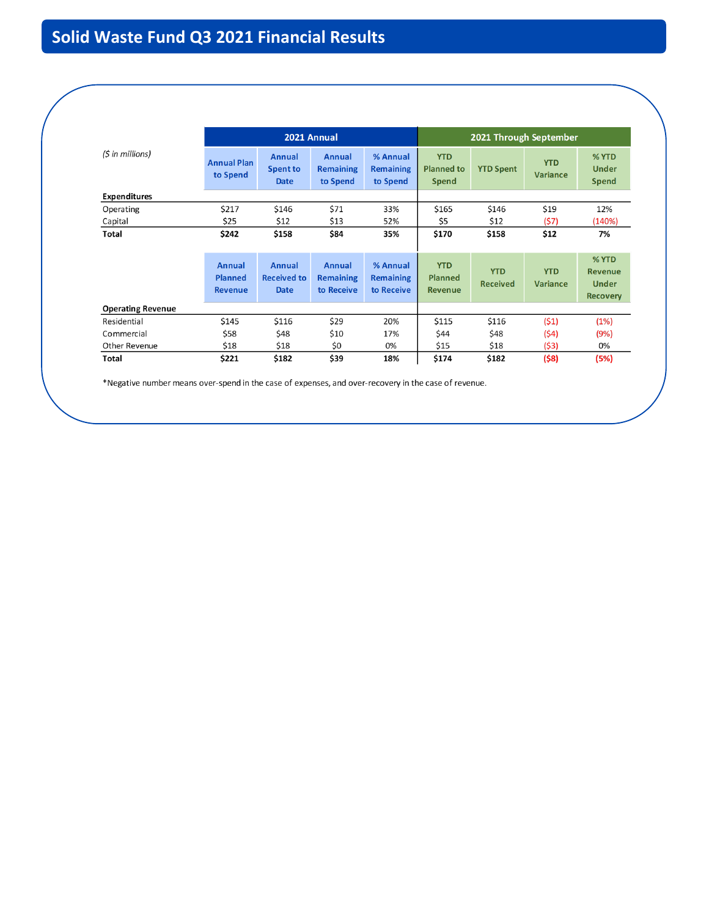## Solid Waste Fund Q3 2021 Financial Results

| *($ in millions)* | 2021 Annual | | | | 2021 Through September | | | |
|---|---|---|---|---|---|---|---|---|
| | Annual Plan to Spend | Annual Spent to Date | Annual Remaining to Spend | % Annual Remaining to Spend | YTD Planned to Spend | YTD Spent | YTD Variance | % YTD Under Spend |
| **Expenditures** | | | | | | | | |
| Operating | $217 | $146 | $71 | 33% | $165 | $146 | $19 | 12% |
| Capital | $25 | $12 | $13 | 52% | $5 | $12 | ($7) | (140%) |
| **Total** | **$242** | **$158** | **$84** | **35%** | **$170** | **$158** | **$12** | **7%** |
| | Annual Planned Revenue | Annual Received to Date | Annual Remaining to Receive | % Annual Remaining to Receive | YTD Planned Revenue | YTD Received | YTD Variance | % YTD Revenue Under Recovery |
| **Operating Revenue** | | | | | | | | |
| Residential | $145 | $116 | $29 | 20% | $115 | $116 | ($1) | (1%) |
| Commercial | $58 | $48 | $10 | 17% | $44 | $48 | ($4) | (9%) |
| Other Revenue | $18 | $18 | $0 | 0% | $15 | $18 | ($3) | 0% |
| **Total** | **$221** | **$182** | **$39** | **18%** | **$174** | **$182** | **($8)** | **(5%)** |

*Negative number means over-spend in the case of expenses, and over-recovery in the case of revenue.